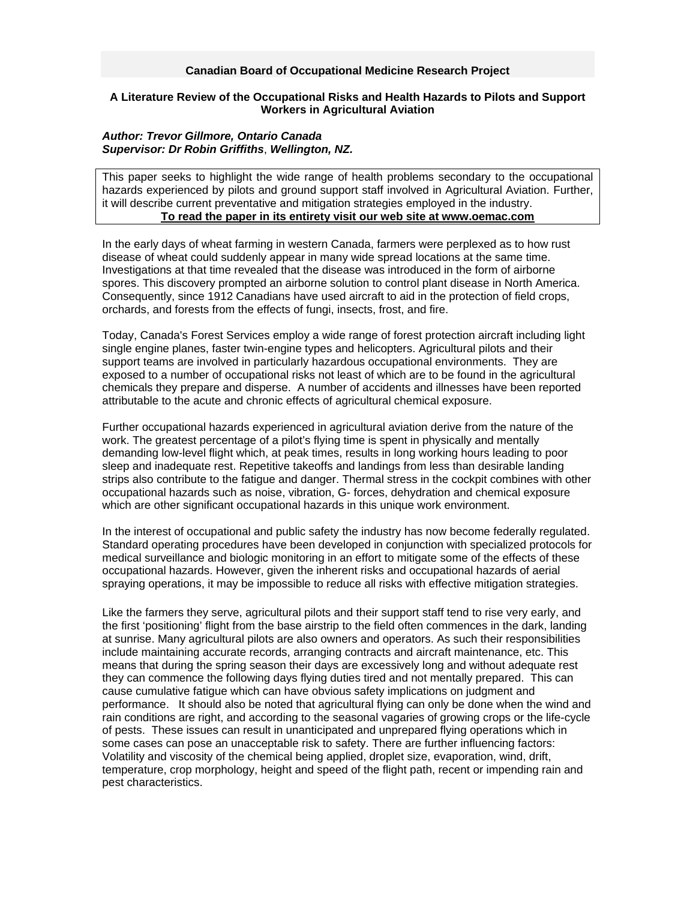# Canadian Board of Occupational Medicine Research Project

## A Literature Review of the Occupational Risks and Health Hazards to Pilots and Support Workers in Agricultural Aviation

***Author: Trevor Gillmore, Ontario Canada***
***Supervisor: Dr Robin Griffiths**, **Wellington, NZ.***

This paper seeks to highlight the wide range of health problems secondary to the occupational hazards experienced by pilots and ground support staff involved in Agricultural Aviation. Further, it will describe current preventative and mitigation strategies employed in the industry.

**To read the paper in its entirety visit our web site at www.oemac.com**

In the early days of wheat farming in western Canada, farmers were perplexed as to how rust disease of wheat could suddenly appear in many wide spread locations at the same time. Investigations at that time revealed that the disease was introduced in the form of airborne spores. This discovery prompted an airborne solution to control plant disease in North America. Consequently, since 1912 Canadians have used aircraft to aid in the protection of field crops, orchards, and forests from the effects of fungi, insects, frost, and fire.

Today, Canada's Forest Services employ a wide range of forest protection aircraft including light single engine planes, faster twin-engine types and helicopters. Agricultural pilots and their support teams are involved in particularly hazardous occupational environments. They are exposed to a number of occupational risks not least of which are to be found in the agricultural chemicals they prepare and disperse. A number of accidents and illnesses have been reported attributable to the acute and chronic effects of agricultural chemical exposure.

Further occupational hazards experienced in agricultural aviation derive from the nature of the work. The greatest percentage of a pilot's flying time is spent in physically and mentally demanding low-level flight which, at peak times, results in long working hours leading to poor sleep and inadequate rest. Repetitive takeoffs and landings from less than desirable landing strips also contribute to the fatigue and danger. Thermal stress in the cockpit combines with other occupational hazards such as noise, vibration, G- forces, dehydration and chemical exposure which are other significant occupational hazards in this unique work environment.

In the interest of occupational and public safety the industry has now become federally regulated. Standard operating procedures have been developed in conjunction with specialized protocols for medical surveillance and biologic monitoring in an effort to mitigate some of the effects of these occupational hazards. However, given the inherent risks and occupational hazards of aerial spraying operations, it may be impossible to reduce all risks with effective mitigation strategies.

Like the farmers they serve, agricultural pilots and their support staff tend to rise very early, and the first 'positioning' flight from the base airstrip to the field often commences in the dark, landing at sunrise. Many agricultural pilots are also owners and operators. As such their responsibilities include maintaining accurate records, arranging contracts and aircraft maintenance, etc. This means that during the spring season their days are excessively long and without adequate rest they can commence the following days flying duties tired and not mentally prepared. This can cause cumulative fatigue which can have obvious safety implications on judgment and performance. It should also be noted that agricultural flying can only be done when the wind and rain conditions are right, and according to the seasonal vagaries of growing crops or the life-cycle of pests. These issues can result in unanticipated and unprepared flying operations which in some cases can pose an unacceptable risk to safety. There are further influencing factors: Volatility and viscosity of the chemical being applied, droplet size, evaporation, wind, drift, temperature, crop morphology, height and speed of the flight path, recent or impending rain and pest characteristics.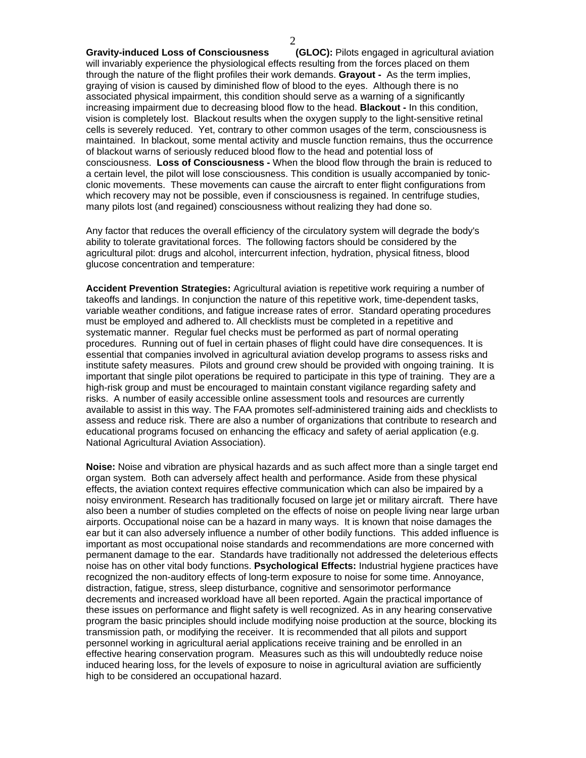**Gravity-induced Loss of Consciousness (GLOC):** Pilots engaged in agricultural aviation will invariably experience the physiological effects resulting from the forces placed on them through the nature of the flight profiles their work demands. **Grayout -** As the term implies, graying of vision is caused by diminished flow of blood to the eyes. Although there is no associated physical impairment, this condition should serve as a warning of a significantly increasing impairment due to decreasing blood flow to the head. **Blackout -** In this condition, vision is completely lost. Blackout results when the oxygen supply to the light-sensitive retinal cells is severely reduced. Yet, contrary to other common usages of the term, consciousness is maintained. In blackout, some mental activity and muscle function remains, thus the occurrence of blackout warns of seriously reduced blood flow to the head and potential loss of consciousness. **Loss of Consciousness -** When the blood flow through the brain is reduced to a certain level, the pilot will lose consciousness. This condition is usually accompanied by tonic-clonic movements. These movements can cause the aircraft to enter flight configurations from which recovery may not be possible, even if consciousness is regained. In centrifuge studies, many pilots lost (and regained) consciousness without realizing they had done so.

Any factor that reduces the overall efficiency of the circulatory system will degrade the body's ability to tolerate gravitational forces. The following factors should be considered by the agricultural pilot: drugs and alcohol, intercurrent infection, hydration, physical fitness, blood glucose concentration and temperature:

**Accident Prevention Strategies:** Agricultural aviation is repetitive work requiring a number of takeoffs and landings. In conjunction the nature of this repetitive work, time-dependent tasks, variable weather conditions, and fatigue increase rates of error. Standard operating procedures must be employed and adhered to. All checklists must be completed in a repetitive and systematic manner. Regular fuel checks must be performed as part of normal operating procedures. Running out of fuel in certain phases of flight could have dire consequences. It is essential that companies involved in agricultural aviation develop programs to assess risks and institute safety measures. Pilots and ground crew should be provided with ongoing training. It is important that single pilot operations be required to participate in this type of training. They are a high-risk group and must be encouraged to maintain constant vigilance regarding safety and risks. A number of easily accessible online assessment tools and resources are currently available to assist in this way. The FAA promotes self-administered training aids and checklists to assess and reduce risk. There are also a number of organizations that contribute to research and educational programs focused on enhancing the efficacy and safety of aerial application (e.g. National Agricultural Aviation Association).

**Noise:** Noise and vibration are physical hazards and as such affect more than a single target end organ system. Both can adversely affect health and performance. Aside from these physical effects, the aviation context requires effective communication which can also be impaired by a noisy environment. Research has traditionally focused on large jet or military aircraft. There have also been a number of studies completed on the effects of noise on people living near large urban airports. Occupational noise can be a hazard in many ways. It is known that noise damages the ear but it can also adversely influence a number of other bodily functions. This added influence is important as most occupational noise standards and recommendations are more concerned with permanent damage to the ear. Standards have traditionally not addressed the deleterious effects noise has on other vital body functions. **Psychological Effects:** Industrial hygiene practices have recognized the non-auditory effects of long-term exposure to noise for some time. Annoyance, distraction, fatigue, stress, sleep disturbance, cognitive and sensorimotor performance decrements and increased workload have all been reported. Again the practical importance of these issues on performance and flight safety is well recognized. As in any hearing conservative program the basic principles should include modifying noise production at the source, blocking its transmission path, or modifying the receiver. It is recommended that all pilots and support personnel working in agricultural aerial applications receive training and be enrolled in an effective hearing conservation program. Measures such as this will undoubtedly reduce noise induced hearing loss, for the levels of exposure to noise in agricultural aviation are sufficiently high to be considered an occupational hazard.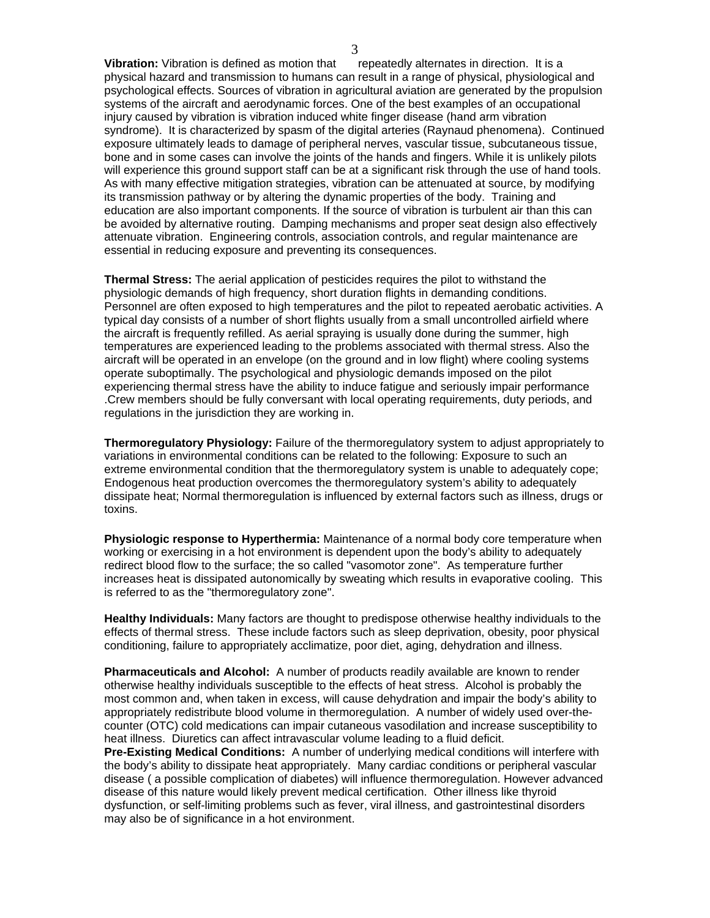**Vibration:** Vibration is defined as motion that repeatedly alternates in direction. It is a physical hazard and transmission to humans can result in a range of physical, physiological and psychological effects. Sources of vibration in agricultural aviation are generated by the propulsion systems of the aircraft and aerodynamic forces. One of the best examples of an occupational injury caused by vibration is vibration induced white finger disease (hand arm vibration syndrome). It is characterized by spasm of the digital arteries (Raynaud phenomena). Continued exposure ultimately leads to damage of peripheral nerves, vascular tissue, subcutaneous tissue, bone and in some cases can involve the joints of the hands and fingers. While it is unlikely pilots will experience this ground support staff can be at a significant risk through the use of hand tools. As with many effective mitigation strategies, vibration can be attenuated at source, by modifying its transmission pathway or by altering the dynamic properties of the body. Training and education are also important components. If the source of vibration is turbulent air than this can be avoided by alternative routing. Damping mechanisms and proper seat design also effectively attenuate vibration. Engineering controls, association controls, and regular maintenance are essential in reducing exposure and preventing its consequences.

**Thermal Stress:** The aerial application of pesticides requires the pilot to withstand the physiologic demands of high frequency, short duration flights in demanding conditions. Personnel are often exposed to high temperatures and the pilot to repeated aerobatic activities. A typical day consists of a number of short flights usually from a small uncontrolled airfield where the aircraft is frequently refilled. As aerial spraying is usually done during the summer, high temperatures are experienced leading to the problems associated with thermal stress. Also the aircraft will be operated in an envelope (on the ground and in low flight) where cooling systems operate suboptimally. The psychological and physiologic demands imposed on the pilot experiencing thermal stress have the ability to induce fatigue and seriously impair performance .Crew members should be fully conversant with local operating requirements, duty periods, and regulations in the jurisdiction they are working in.

**Thermoregulatory Physiology:** Failure of the thermoregulatory system to adjust appropriately to variations in environmental conditions can be related to the following: Exposure to such an extreme environmental condition that the thermoregulatory system is unable to adequately cope; Endogenous heat production overcomes the thermoregulatory system's ability to adequately dissipate heat; Normal thermoregulation is influenced by external factors such as illness, drugs or toxins.

**Physiologic response to Hyperthermia:** Maintenance of a normal body core temperature when working or exercising in a hot environment is dependent upon the body's ability to adequately redirect blood flow to the surface; the so called "vasomotor zone". As temperature further increases heat is dissipated autonomically by sweating which results in evaporative cooling. This is referred to as the "thermoregulatory zone".

**Healthy Individuals:** Many factors are thought to predispose otherwise healthy individuals to the effects of thermal stress. These include factors such as sleep deprivation, obesity, poor physical conditioning, failure to appropriately acclimatize, poor diet, aging, dehydration and illness.

**Pharmaceuticals and Alcohol:** A number of products readily available are known to render otherwise healthy individuals susceptible to the effects of heat stress. Alcohol is probably the most common and, when taken in excess, will cause dehydration and impair the body's ability to appropriately redistribute blood volume in thermoregulation. A number of widely used over-the-counter (OTC) cold medications can impair cutaneous vasodilation and increase susceptibility to heat illness. Diuretics can affect intravascular volume leading to a fluid deficit.

**Pre-Existing Medical Conditions:** A number of underlying medical conditions will interfere with the body's ability to dissipate heat appropriately. Many cardiac conditions or peripheral vascular disease ( a possible complication of diabetes) will influence thermoregulation. However advanced disease of this nature would likely prevent medical certification. Other illness like thyroid dysfunction, or self-limiting problems such as fever, viral illness, and gastrointestinal disorders may also be of significance in a hot environment.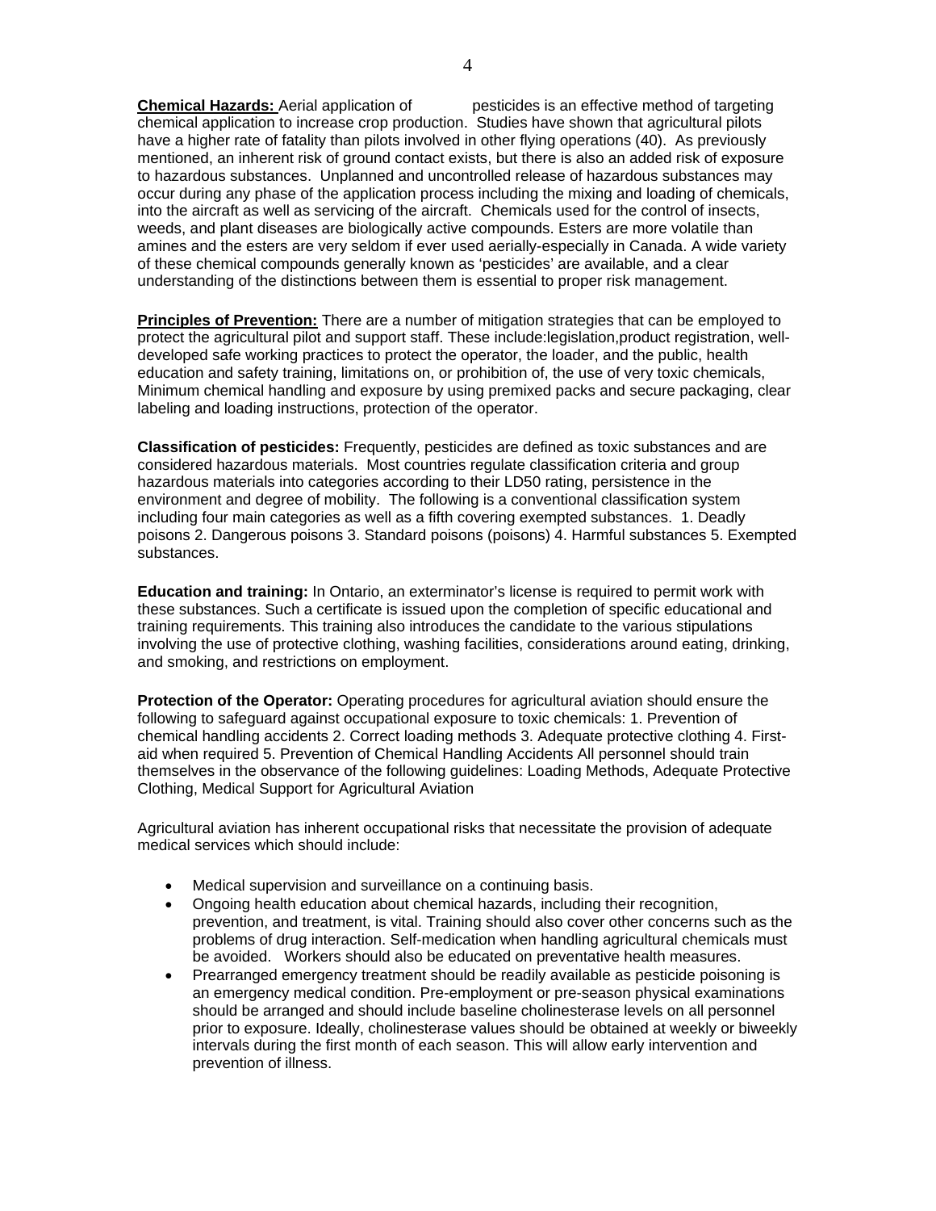**Chemical Hazards:** Aerial application of pesticides is an effective method of targeting chemical application to increase crop production. Studies have shown that agricultural pilots have a higher rate of fatality than pilots involved in other flying operations (40). As previously mentioned, an inherent risk of ground contact exists, but there is also an added risk of exposure to hazardous substances. Unplanned and uncontrolled release of hazardous substances may occur during any phase of the application process including the mixing and loading of chemicals, into the aircraft as well as servicing of the aircraft. Chemicals used for the control of insects, weeds, and plant diseases are biologically active compounds. Esters are more volatile than amines and the esters are very seldom if ever used aerially-especially in Canada. A wide variety of these chemical compounds generally known as 'pesticides' are available, and a clear understanding of the distinctions between them is essential to proper risk management.

**Principles of Prevention:** There are a number of mitigation strategies that can be employed to protect the agricultural pilot and support staff. These include:legislation,product registration, well-developed safe working practices to protect the operator, the loader, and the public, health education and safety training, limitations on, or prohibition of, the use of very toxic chemicals, Minimum chemical handling and exposure by using premixed packs and secure packaging, clear labeling and loading instructions, protection of the operator.

**Classification of pesticides:** Frequently, pesticides are defined as toxic substances and are considered hazardous materials. Most countries regulate classification criteria and group hazardous materials into categories according to their LD50 rating, persistence in the environment and degree of mobility. The following is a conventional classification system including four main categories as well as a fifth covering exempted substances. 1. Deadly poisons 2. Dangerous poisons 3. Standard poisons (poisons) 4. Harmful substances 5. Exempted substances.

**Education and training:** In Ontario, an exterminator's license is required to permit work with these substances. Such a certificate is issued upon the completion of specific educational and training requirements. This training also introduces the candidate to the various stipulations involving the use of protective clothing, washing facilities, considerations around eating, drinking, and smoking, and restrictions on employment.

**Protection of the Operator:** Operating procedures for agricultural aviation should ensure the following to safeguard against occupational exposure to toxic chemicals: 1. Prevention of chemical handling accidents 2. Correct loading methods 3. Adequate protective clothing 4. First-aid when required 5. Prevention of Chemical Handling Accidents All personnel should train themselves in the observance of the following guidelines: Loading Methods, Adequate Protective Clothing, Medical Support for Agricultural Aviation

Agricultural aviation has inherent occupational risks that necessitate the provision of adequate medical services which should include:

- Medical supervision and surveillance on a continuing basis.
- Ongoing health education about chemical hazards, including their recognition, prevention, and treatment, is vital. Training should also cover other concerns such as the problems of drug interaction. Self-medication when handling agricultural chemicals must be avoided. Workers should also be educated on preventative health measures.
- Prearranged emergency treatment should be readily available as pesticide poisoning is an emergency medical condition. Pre-employment or pre-season physical examinations should be arranged and should include baseline cholinesterase levels on all personnel prior to exposure. Ideally, cholinesterase values should be obtained at weekly or biweekly intervals during the first month of each season. This will allow early intervention and prevention of illness.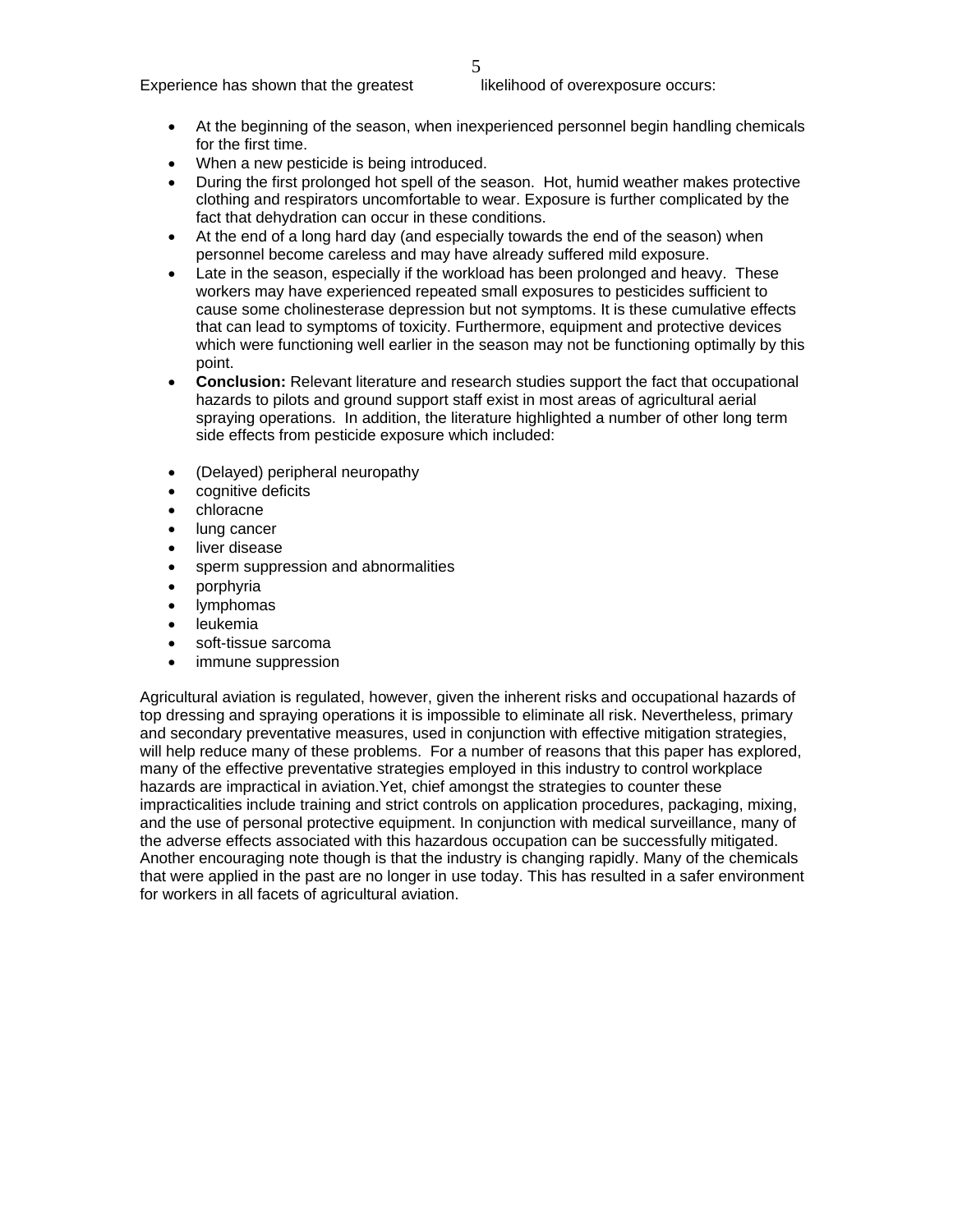Experience has shown that the greatest likelihood of overexposure occurs:

- At the beginning of the season, when inexperienced personnel begin handling chemicals for the first time.
- When a new pesticide is being introduced.
- During the first prolonged hot spell of the season. Hot, humid weather makes protective clothing and respirators uncomfortable to wear. Exposure is further complicated by the fact that dehydration can occur in these conditions.
- At the end of a long hard day (and especially towards the end of the season) when personnel become careless and may have already suffered mild exposure.
- Late in the season, especially if the workload has been prolonged and heavy. These workers may have experienced repeated small exposures to pesticides sufficient to cause some cholinesterase depression but not symptoms. It is these cumulative effects that can lead to symptoms of toxicity. Furthermore, equipment and protective devices which were functioning well earlier in the season may not be functioning optimally by this point.
- **Conclusion:** Relevant literature and research studies support the fact that occupational hazards to pilots and ground support staff exist in most areas of agricultural aerial spraying operations. In addition, the literature highlighted a number of other long term side effects from pesticide exposure which included:

- (Delayed) peripheral neuropathy
- cognitive deficits
- chloracne
- lung cancer
- liver disease
- sperm suppression and abnormalities
- porphyria
- lymphomas
- leukemia
- soft-tissue sarcoma
- immune suppression

Agricultural aviation is regulated, however, given the inherent risks and occupational hazards of top dressing and spraying operations it is impossible to eliminate all risk. Nevertheless, primary and secondary preventative measures, used in conjunction with effective mitigation strategies, will help reduce many of these problems. For a number of reasons that this paper has explored, many of the effective preventative strategies employed in this industry to control workplace hazards are impractical in aviation.Yet, chief amongst the strategies to counter these impracticalities include training and strict controls on application procedures, packaging, mixing, and the use of personal protective equipment. In conjunction with medical surveillance, many of the adverse effects associated with this hazardous occupation can be successfully mitigated. Another encouraging note though is that the industry is changing rapidly. Many of the chemicals that were applied in the past are no longer in use today. This has resulted in a safer environment for workers in all facets of agricultural aviation.